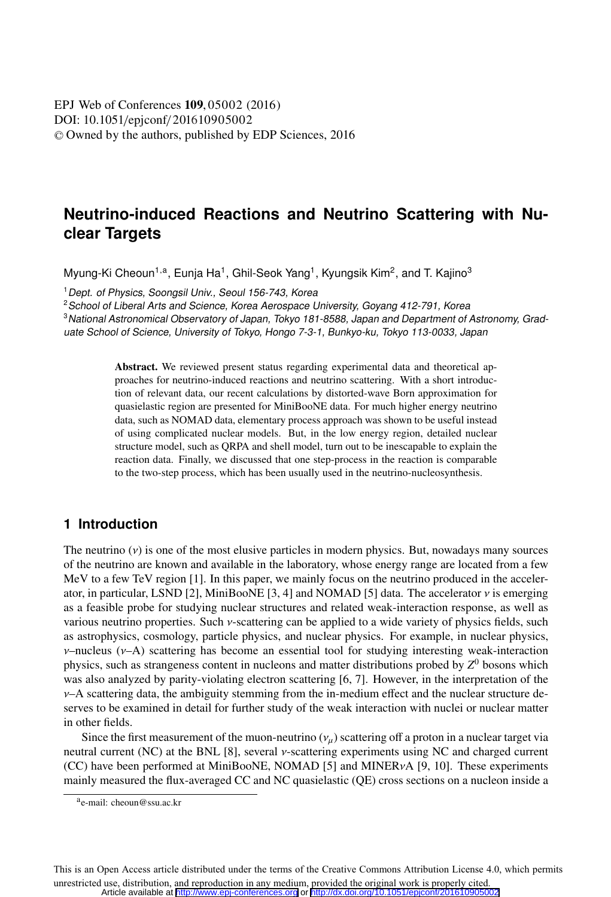# Neutrino-induced Reactions and Neutrino Scattering with Nuclear Targets

Myung-Ki Cheoun[1,a], Eunja Ha[1], Ghil-Seok Yang[1], Kyungsik Kim[2], and T. Kajino[3]

[1] *Dept. of Physics, Soongsil Univ., Seoul 156-743, Korea*

[2] *School of Liberal Arts and Science, Korea Aerospace University, Goyang 412-791, Korea*

[3] *National Astronomical Observatory of Japan, Tokyo 181-8588, Japan and Department of Astronomy, Graduate School of Science, University of Tokyo, Hongo 7-3-1, Bunkyo-ku, Tokyo 113-0033, Japan*

**Abstract.** We reviewed present status regarding experimental data and theoretical approaches for neutrino-induced reactions and neutrino scattering. With a short introduction of relevant data, our recent calculations by distorted-wave Born approximation for quasielastic region are presented for MiniBooNE data. For much higher energy neutrino data, such as NOMAD data, elementary process approach was shown to be useful instead of using complicated nuclear models. But, in the low energy region, detailed nuclear structure model, such as QRPA and shell model, turn out to be inescapable to explain the reaction data. Finally, we discussed that one step-process in the reaction is comparable to the two-step process, which has been usually used in the neutrino-nucleosynthesis.

## 1 Introduction

The neutrino ($\nu$) is one of the most elusive particles in modern physics. But, nowadays many sources of the neutrino are known and available in the laboratory, whose energy range are located from a few MeV to a few TeV region [1]. In this paper, we mainly focus on the neutrino produced in the accelerator, in particular, LSND [2], MiniBooNE [3, 4] and NOMAD [5] data. The accelerator $\nu$ is emerging as a feasible probe for studying nuclear structures and related weak-interaction response, as well as various neutrino properties. Such $\nu$-scattering can be applied to a wide variety of physics fields, such as astrophysics, cosmology, particle physics, and nuclear physics. For example, in nuclear physics, $\nu$–nucleus ($\nu$–A) scattering has become an essential tool for studying interesting weak-interaction physics, such as strangeness content in nucleons and matter distributions probed by $Z^0$ bosons which was also analyzed by parity-violating electron scattering [6, 7]. However, in the interpretation of the $\nu$–A scattering data, the ambiguity stemming from the in-medium effect and the nuclear structure deserves to be examined in detail for further study of the weak interaction with nuclei or nuclear matter in other fields.

Since the first measurement of the muon-neutrino ($\nu_\mu$) scattering off a proton in a nuclear target via neutral current (NC) at the BNL [8], several $\nu$-scattering experiments using NC and charged current (CC) have been performed at MiniBooNE, NOMAD [5] and MINER$\nu$A [9, 10]. These experiments mainly measured the flux-averaged CC and NC quasielastic (QE) cross sections on a nucleon inside a

[a] e-mail: cheoun@ssu.ac.kr

This is an Open Access article distributed under the terms of the Creative Commons Attribution License 4.0, which permits unrestricted use, distribution, and reproduction in any medium, provided the original work is properly cited.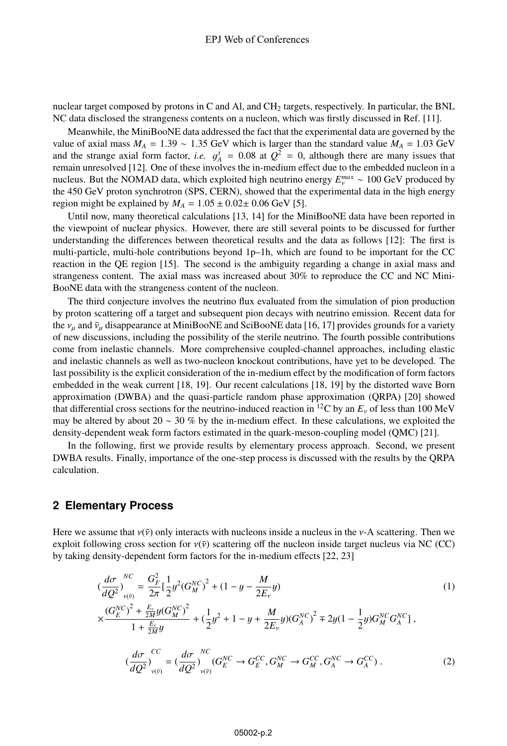nuclear target composed by protons in C and Al, and $CH_2$ targets, respectively. In particular, the BNL NC data disclosed the strangeness contents on a nucleon, which was firstly discussed in Ref. [11].

Meanwhile, the MiniBooNE data addressed the fact that the experimental data are governed by the value of axial mass $M_A = 1.39 \sim 1.35$ GeV which is larger than the standard value $M_A = 1.03$ GeV and the strange axial form factor, *i.e.* $g_A^s = 0.08$ at $Q^2 = 0$, although there are many issues that remain unresolved [12]. One of these involves the in-medium effect due to the embedded nucleon in a nucleus. But the NOMAD data, which exploited high neutrino energy $E_\nu^{max} \sim 100$ GeV produced by the 450 GeV proton synchrotron (SPS, CERN), showed that the experimental data in the high energy region might be explained by $M_A = 1.05 \pm 0.02 \pm 0.06$ GeV [5].

Until now, many theoretical calculations [13, 14] for the MiniBooNE data have been reported in the viewpoint of nuclear physics. However, there are still several points to be discussed for further understanding the differences between theoretical results and the data as follows [12]: The first is multi-particle, multi-hole contributions beyond 1p–1h, which are found to be important for the CC reaction in the QE region [15]. The second is the ambiguity regarding a change in axial mass and strangeness content. The axial mass was increased about 30% to reproduce the CC and NC MiniBooNE data with the strangeness content of the nucleon.

The third conjecture involves the neutrino flux evaluated from the simulation of pion production by proton scattering off a target and subsequent pion decays with neutrino emission. Recent data for the $\nu_\mu$ and $\bar{\nu}_\mu$ disappearance at MiniBooNE and SciBooNE data [16, 17] provides grounds for a variety of new discussions, including the possibility of the sterile neutrino. The fourth possible contributions come from inelastic channels. More comprehensive coupled-channel approaches, including elastic and inelastic channels as well as two-nucleon knockout contributions, have yet to be developed. The last possibility is the explicit consideration of the in-medium effect by the modification of form factors embedded in the weak current [18, 19]. Our recent calculations [18, 19] by the distorted wave Born approximation (DWBA) and the quasi-particle random phase approximation (QRPA) [20] showed that differential cross sections for the neutrino-induced reaction in $^{12}$C by an $E_\nu$ of less than 100 MeV may be altered by about 20 ~ 30 % by the in-medium effect. In these calculations, we exploited the density-dependent weak form factors estimated in the quark-meson-coupling model (QMC) [21].

In the following, first we provide results by elementary process approach. Second, we present DWBA results. Finally, importance of the one-step process is discussed with the results by the QRPA calculation.

## 2 Elementary Process

Here we assume that $\nu(\bar{\nu})$ only interacts with nucleons inside a nucleus in the $\nu$-A scattering. Then we exploit following cross section for $\nu(\bar{\nu})$ scattering off the nucleon inside target nucleus via NC (CC) by taking density-dependent form factors for the in-medium effects [22, 23]

$$
\begin{aligned}
\left(\frac{d\sigma}{dQ^2}\right)^{NC}_{\nu(\bar{\nu})} &= \frac{G_F^2}{2\pi}\Big[\frac{1}{2}y^2 (G_M^{NC})^2 + \left(1 - y - \frac{M}{2E_\nu}y\right) \\
&\times \frac{(G_E^{NC})^2 + \frac{E_\nu}{2M}y(G_M^{NC})^2}{1 + \frac{E_\nu}{2M}y} + \left(\frac{1}{2}y^2 + 1 - y + \frac{M}{2E_\nu}y\right)(G_A^{NC})^2 \mp 2y\left(1 - \frac{1}{2}y\right)G_M^{NC} G_A^{NC}\Big] ,
\end{aligned} \tag{1}
$$

$$
\left(\frac{d\sigma}{dQ^2}\right)^{CC}_{\nu(\bar{\nu})} = \left(\frac{d\sigma}{dQ^2}\right)^{NC}_{\nu(\bar{\nu})} (G_E^{NC} \rightarrow G_E^{CC}, G_M^{NC} \rightarrow G_M^{CC}, G_A^{NC} \rightarrow G_A^{CC}) . \tag{2}
$$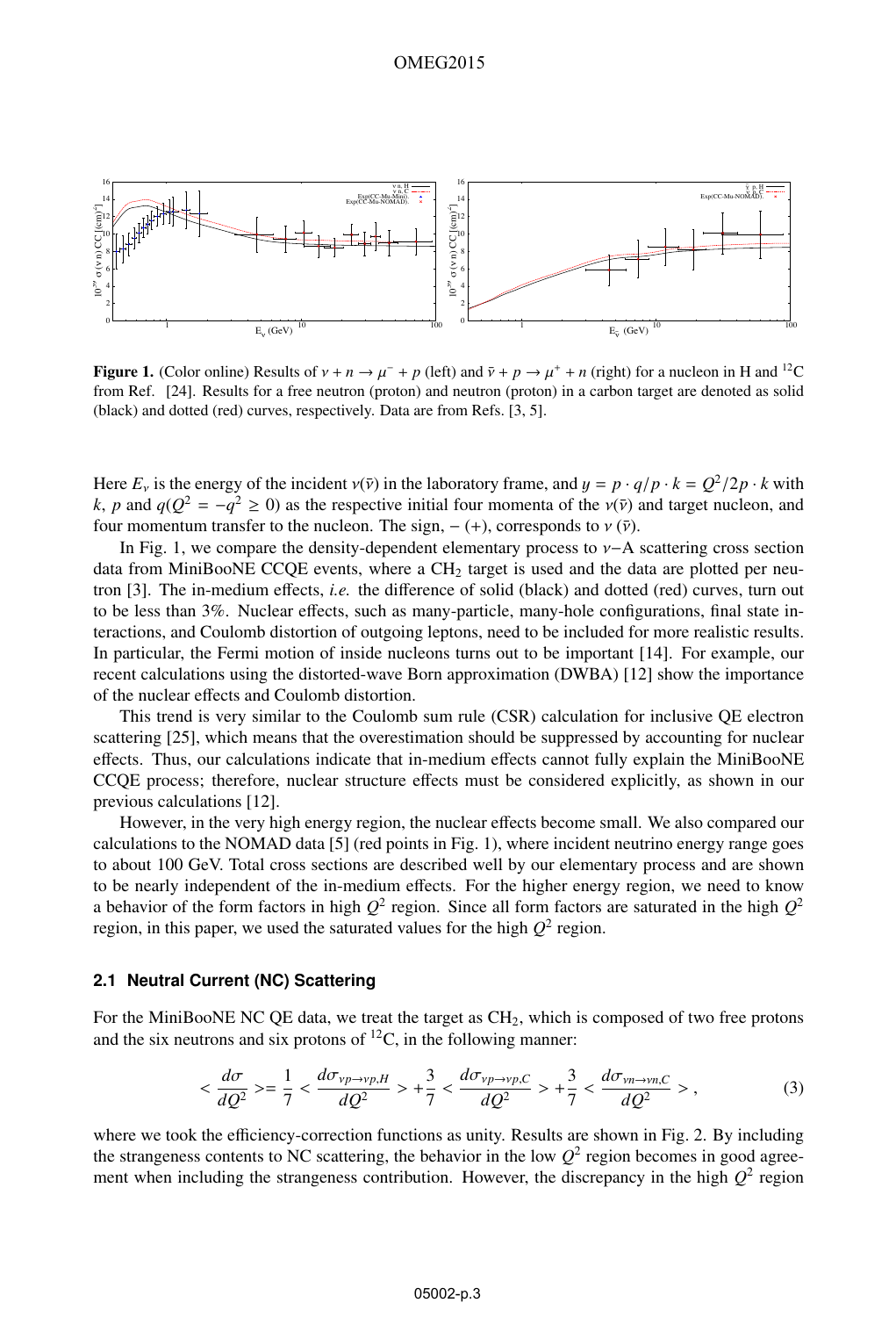**Figure 1.** (Color online) Results of $\nu + n \to \mu^- + p$ (left) and $\bar{\nu} + p \to \mu^+ + n$ (right) for a nucleon in H and $^{12}$C from Ref. [24]. Results for a free neutron (proton) and neutron (proton) in a carbon target are denoted as solid (black) and dotted (red) curves, respectively. Data are from Refs. [3, 5].

Here $E_\nu$ is the energy of the incident $\nu(\bar{\nu})$ in the laboratory frame, and $y = p \cdot q / p \cdot k = Q^2/2p \cdot k$ with $k$, $p$ and $q(Q^2 = -q^2 \geq 0)$ as the respective initial four momenta of the $\nu(\bar{\nu})$ and target nucleon, and four momentum transfer to the nucleon. The sign, $-$ $(+)$, corresponds to $\nu$ $(\bar{\nu})$.

In Fig. 1, we compare the density-dependent elementary process to $\nu-$A scattering cross section data from MiniBooNE CCQE events, where a $CH_2$ target is used and the data are plotted per neutron [3]. The in-medium effects, *i.e.* the difference of solid (black) and dotted (red) curves, turn out to be less than 3%. Nuclear effects, such as many-particle, many-hole configurations, final state interactions, and Coulomb distortion of outgoing leptons, need to be included for more realistic results. In particular, the Fermi motion of inside nucleons turns out to be important [14]. For example, our recent calculations using the distorted-wave Born approximation (DWBA) [12] show the importance of the nuclear effects and Coulomb distortion.

This trend is very similar to the Coulomb sum rule (CSR) calculation for inclusive QE electron scattering [25], which means that the overestimation should be suppressed by accounting for nuclear effects. Thus, our calculations indicate that in-medium effects cannot fully explain the MiniBooNE CCQE process; therefore, nuclear structure effects must be considered explicitly, as shown in our previous calculations [12].

However, in the very high energy region, the nuclear effects become small. We also compared our calculations to the NOMAD data [5] (red points in Fig. 1), where incident neutrino energy range goes to about 100 GeV. Total cross sections are described well by our elementary process and are shown to be nearly independent of the in-medium effects. For the higher energy region, we need to know a behavior of the form factors in high $Q^2$ region. Since all form factors are saturated in the high $Q^2$ region, in this paper, we used the saturated values for the high $Q^2$ region.

### 2.1 Neutral Current (NC) Scattering

For the MiniBooNE NC QE data, we treat the target as $CH_2$, which is composed of two free protons and the six neutrons and six protons of $^{12}$C, in the following manner:

$$< \frac{d\sigma}{dQ^2} >= \frac{1}{7} < \frac{d\sigma_{\nu p \to \nu p, H}}{dQ^2} > + \frac{3}{7} < \frac{d\sigma_{\nu p \to \nu p, C}}{dQ^2} > + \frac{3}{7} < \frac{d\sigma_{\nu n \to \nu n, C}}{dQ^2} > , \tag{3}$$

where we took the efficiency-correction functions as unity. Results are shown in Fig. 2. By including the strangeness contents to NC scattering, the behavior in the low $Q^2$ region becomes in good agreement when including the strangeness contribution. However, the discrepancy in the high $Q^2$ region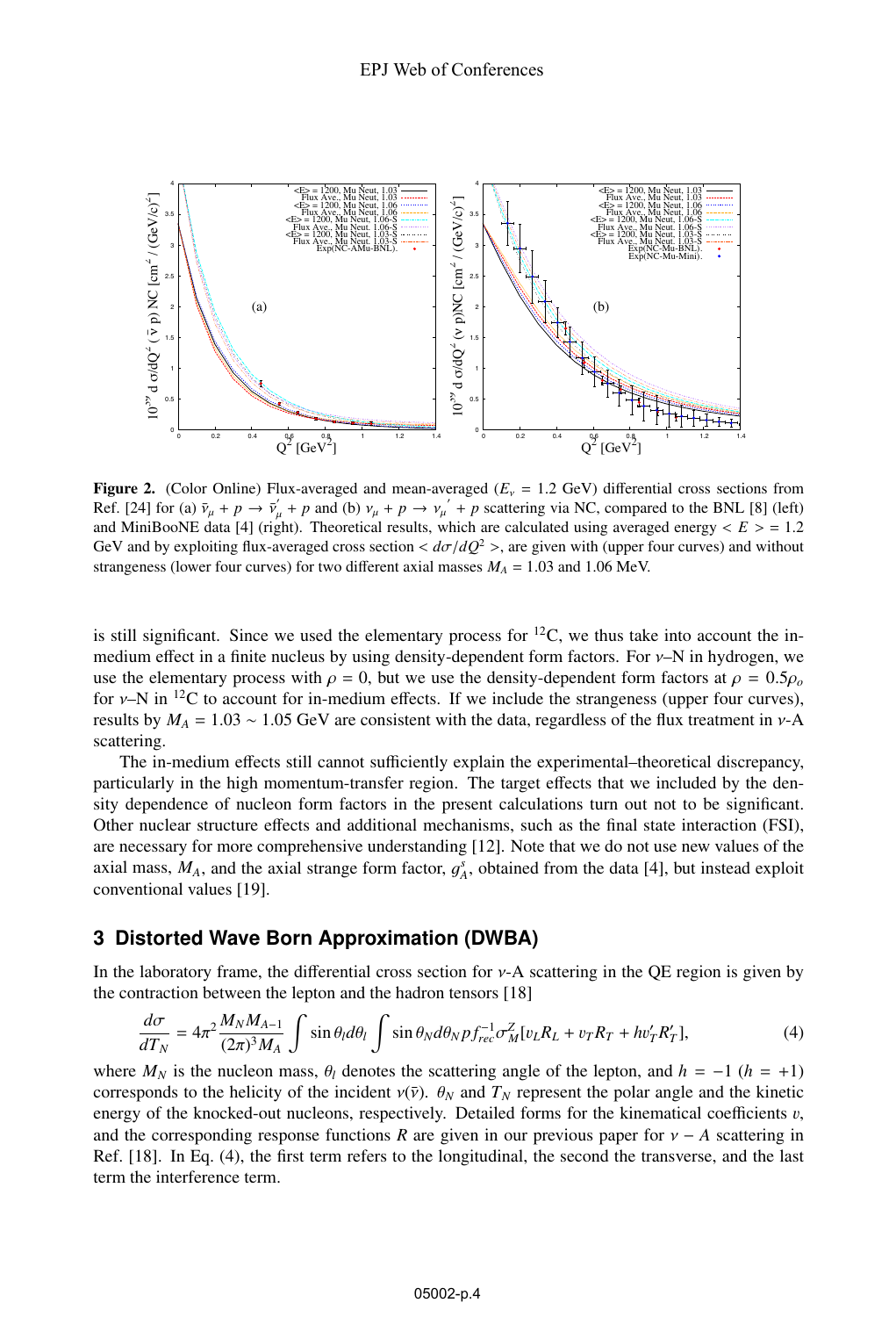**Figure 2.** (Color Online) Flux-averaged and mean-averaged ($E_\nu$ = 1.2 GeV) differential cross sections from Ref. [24] for (a) $\bar{\nu}_\mu + p \rightarrow \bar{\nu}_\mu^{'} + p$ and (b) $\nu_\mu + p \rightarrow \nu_\mu^{'} + p$ scattering via NC, compared to the BNL [8] (left) and MiniBooNE data [4] (right). Theoretical results, which are calculated using averaged energy $< E > = 1.2$ GeV and by exploiting flux-averaged cross section $< d\sigma/dQ^2 >$, are given with (upper four curves) and without strangeness (lower four curves) for two different axial masses $M_A = 1.03$ and 1.06 MeV.

is still significant. Since we used the elementary process for $^{12}$C, we thus take into account the in-medium effect in a finite nucleus by using density-dependent form factors. For $\nu$–N in hydrogen, we use the elementary process with $\rho = 0$, but we use the density-dependent form factors at $\rho = 0.5\rho_o$ for $\nu$–N in $^{12}$C to account for in-medium effects. If we include the strangeness (upper four curves), results by $M_A = 1.03 \sim 1.05$ GeV are consistent with the data, regardless of the flux treatment in $\nu$-A scattering.

The in-medium effects still cannot sufficiently explain the experimental–theoretical discrepancy, particularly in the high momentum-transfer region. The target effects that we included by the density dependence of nucleon form factors in the present calculations turn out not to be significant. Other nuclear structure effects and additional mechanisms, such as the final state interaction (FSI), are necessary for more comprehensive understanding [12]. Note that we do not use new values of the axial mass, $M_A$, and the axial strange form factor, $g_A^s$, obtained from the data [4], but instead exploit conventional values [19].

## 3 Distorted Wave Born Approximation (DWBA)

In the laboratory frame, the differential cross section for $\nu$-A scattering in the QE region is given by the contraction between the lepton and the hadron tensors [18]

$$\frac{d\sigma}{dT_N} = 4\pi^2 \frac{M_N M_{A-1}}{(2\pi)^3 M_A} \int \sin\theta_l d\theta_l \int \sin\theta_N d\theta_N p f_{rec}^{-1} \sigma_M^Z [v_L R_L + v_T R_T + h v_T' R_T'], \tag{4}$$

where $M_N$ is the nucleon mass, $\theta_l$ denotes the scattering angle of the lepton, and $h = -1$ ($h = +1$) corresponds to the helicity of the incident $\nu(\bar{\nu})$. $\theta_N$ and $T_N$ represent the polar angle and the kinetic energy of the knocked-out nucleons, respectively. Detailed forms for the kinematical coefficients $v$, and the corresponding response functions $R$ are given in our previous paper for $\nu - A$ scattering in Ref. [18]. In Eq. (4), the first term refers to the longitudinal, the second the transverse, and the last term the interference term.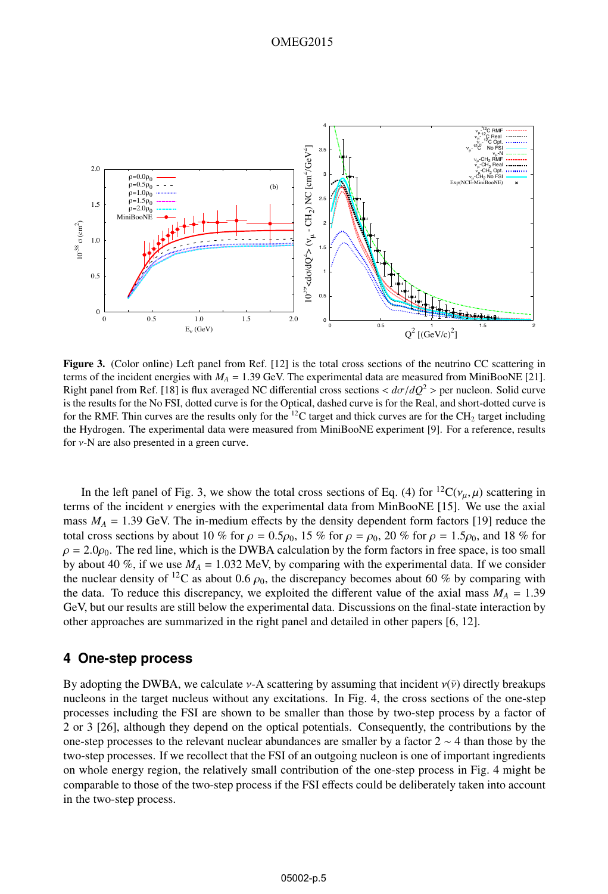**Figure 3.** (Color online) Left panel from Ref. [12] is the total cross sections of the neutrino CC scattering in terms of the incident energies with $M_A = 1.39$ GeV. The experimental data are measured from MiniBooNE [21]. Right panel from Ref. [18] is flux averaged NC differential cross sections $< d\sigma/dQ^2 >$ per nucleon. Solid curve is the results for the No FSI, dotted curve is for the Optical, dashed curve is for the Real, and short-dotted curve is for the RMF. Thin curves are the results only for the $^{12}$C target and thick curves are for the $CH_2$ target including the Hydrogen. The experimental data were measured from MiniBooNE experiment [9]. For a reference, results for $\nu$-N are also presented in a green curve.

In the left panel of Fig. 3, we show the total cross sections of Eq. (4) for $^{12}C(\nu_\mu, \mu)$ scattering in terms of the incident $\nu$ energies with the experimental data from MinBooNE [15]. We use the axial mass $M_A = 1.39$ GeV. The in-medium effects by the density dependent form factors [19] reduce the total cross sections by about 10 % for $\rho = 0.5\rho_0$, 15 % for $\rho = \rho_0$, 20 % for $\rho = 1.5\rho_0$, and 18 % for $\rho = 2.0\rho_0$. The red line, which is the DWBA calculation by the form factors in free space, is too small by about 40 %, if we use $M_A = 1.032$ MeV, by comparing with the experimental data. If we consider the nuclear density of $^{12}$C as about 0.6 $\rho_0$, the discrepancy becomes about 60 % by comparing with the data. To reduce this discrepancy, we exploited the different value of the axial mass $M_A = 1.39$ GeV, but our results are still below the experimental data. Discussions on the final-state interaction by other approaches are summarized in the right panel and detailed in other papers [6, 12].

## 4 One-step process

By adopting the DWBA, we calculate $\nu$-A scattering by assuming that incident $\nu(\bar{\nu})$ directly breakups nucleons in the target nucleus without any excitations. In Fig. 4, the cross sections of the one-step processes including the FSI are shown to be smaller than those by two-step process by a factor of 2 or 3 [26], although they depend on the optical potentials. Consequently, the contributions by the one-step processes to the relevant nuclear abundances are smaller by a factor $2 \sim 4$ than those by the two-step processes. If we recollect that the FSI of an outgoing nucleon is one of important ingredients on whole energy region, the relatively small contribution of the one-step process in Fig. 4 might be comparable to those of the two-step process if the FSI effects could be deliberately taken into account in the two-step process.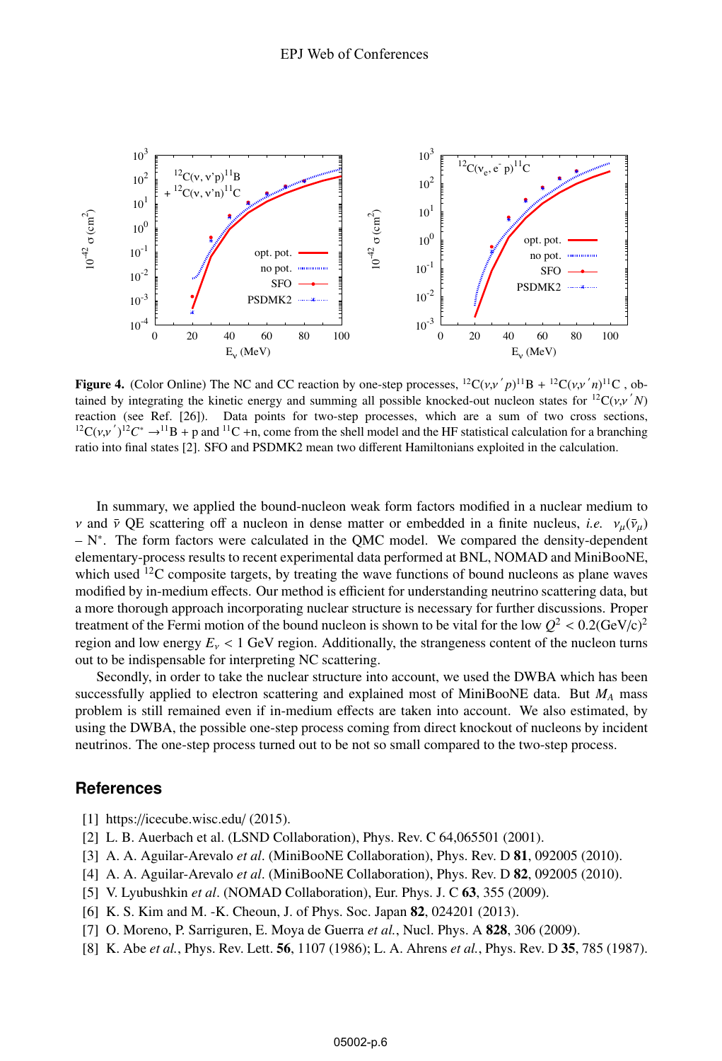**Figure 4.** (Color Online) The NC and CC reaction by one-step processes, $^{12}\mathrm{C}(\nu,\nu' p)^{11}\mathrm{B}$ + $^{12}\mathrm{C}(\nu,\nu' n)^{11}\mathrm{C}$ , obtained by integrating the kinetic energy and summing all possible knocked-out nucleon states for $^{12}\mathrm{C}(\nu,\nu' N)$ reaction (see Ref. [26]). Data points for two-step processes, which are a sum of two cross sections, $^{12}\mathrm{C}(\nu,\nu')^{12}C^* \rightarrow {}^{11}\mathrm{B}$ + p and $^{11}\mathrm{C}$ +n, come from the shell model and the HF statistical calculation for a branching ratio into final states [2]. SFO and PSDMK2 mean two different Hamiltonians exploited in the calculation.

In summary, we applied the bound-nucleon weak form factors modified in a nuclear medium to $\nu$ and $\bar{\nu}$ QE scattering off a nucleon in dense matter or embedded in a finite nucleus, *i.e.* $\nu_\mu(\bar{\nu}_\mu)$ – $N^*$. The form factors were calculated in the QMC model. We compared the density-dependent elementary-process results to recent experimental data performed at BNL, NOMAD and MiniBooNE, which used $^{12}\mathrm{C}$ composite targets, by treating the wave functions of bound nucleons as plane waves modified by in-medium effects. Our method is efficient for understanding neutrino scattering data, but a more thorough approach incorporating nuclear structure is necessary for further discussions. Proper treatment of the Fermi motion of the bound nucleon is shown to be vital for the low $Q^2 < 0.2(\mathrm{GeV/c})^2$ region and low energy $E_\nu < 1$ GeV region. Additionally, the strangeness content of the nucleon turns out to be indispensable for interpreting NC scattering.

Secondly, in order to take the nuclear structure into account, we used the DWBA which has been successfully applied to electron scattering and explained most of MiniBooNE data. But $M_A$ mass problem is still remained even if in-medium effects are taken into account. We also estimated, by using the DWBA, the possible one-step process coming from direct knockout of nucleons by incident neutrinos. The one-step process turned out to be not so small compared to the two-step process.

## References

[1] https://icecube.wisc.edu/ (2015).

[2] L. B. Auerbach et al. (LSND Collaboration), Phys. Rev. C 64,065501 (2001).

[3] A. A. Aguilar-Arevalo *et al*. (MiniBooNE Collaboration), Phys. Rev. D **81**, 092005 (2010).

[4] A. A. Aguilar-Arevalo *et al*. (MiniBooNE Collaboration), Phys. Rev. D **82**, 092005 (2010).

[5] V. Lyubushkin *et al*. (NOMAD Collaboration), Eur. Phys. J. C **63**, 355 (2009).

[6] K. S. Kim and M. -K. Cheoun, J. of Phys. Soc. Japan **82**, 024201 (2013).

[7] O. Moreno, P. Sarriguren, E. Moya de Guerra *et al.*, Nucl. Phys. A **828**, 306 (2009).

[8] K. Abe *et al.*, Phys. Rev. Lett. **56**, 1107 (1986); L. A. Ahrens *et al.*, Phys. Rev. D **35**, 785 (1987).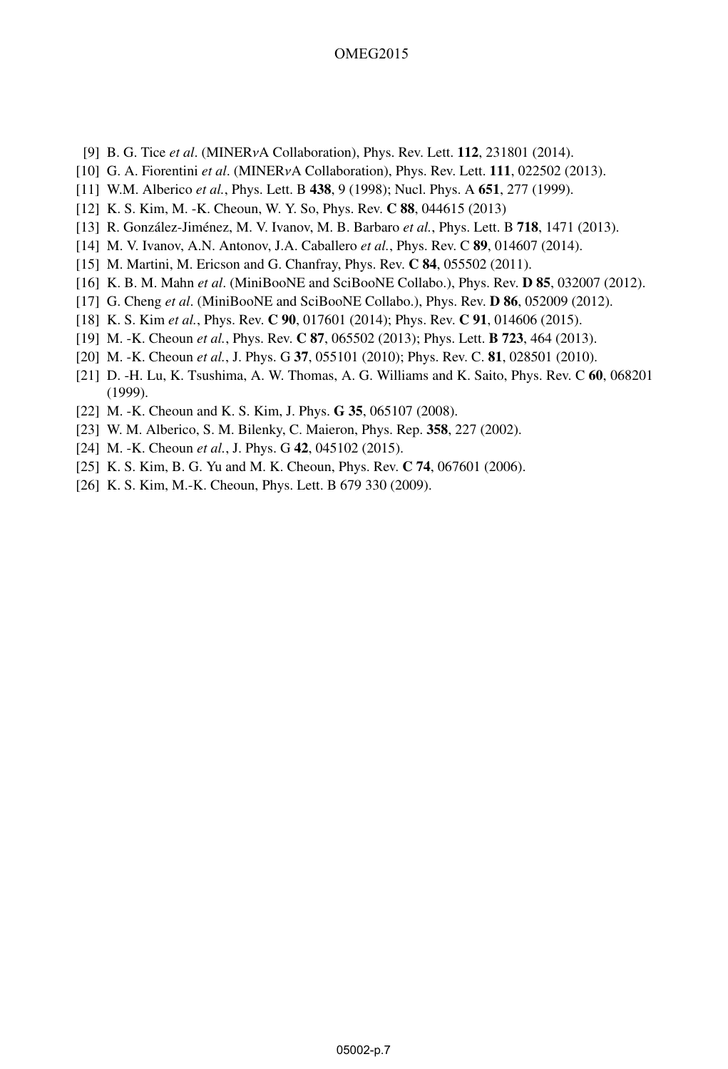[9] B. G. Tice *et al*. (MINER$\nu$A Collaboration), Phys. Rev. Lett. **112**, 231801 (2014).

[10] G. A. Fiorentini *et al*. (MINER$\nu$A Collaboration), Phys. Rev. Lett. **111**, 022502 (2013).

[11] W.M. Alberico *et al.*, Phys. Lett. B **438**, 9 (1998); Nucl. Phys. A **651**, 277 (1999).

[12] K. S. Kim, M. -K. Cheoun, W. Y. So, Phys. Rev. **C 88**, 044615 (2013)

[13] R. González-Jiménez, M. V. Ivanov, M. B. Barbaro *et al.*, Phys. Lett. B **718**, 1471 (2013).

[14] M. V. Ivanov, A.N. Antonov, J.A. Caballero *et al.*, Phys. Rev. C **89**, 014607 (2014).

[15] M. Martini, M. Ericson and G. Chanfray, Phys. Rev. **C 84**, 055502 (2011).

[16] K. B. M. Mahn *et al*. (MiniBooNE and SciBooNE Collabo.), Phys. Rev. **D 85**, 032007 (2012).

[17] G. Cheng *et al*. (MiniBooNE and SciBooNE Collabo.), Phys. Rev. **D 86**, 052009 (2012).

[18] K. S. Kim *et al.*, Phys. Rev. **C 90**, 017601 (2014); Phys. Rev. **C 91**, 014606 (2015).

[19] M. -K. Cheoun *et al.*, Phys. Rev. **C 87**, 065502 (2013); Phys. Lett. **B 723**, 464 (2013).

[20] M. -K. Cheoun *et al.*, J. Phys. G **37**, 055101 (2010); Phys. Rev. C. **81**, 028501 (2010).

[21] D. -H. Lu, K. Tsushima, A. W. Thomas, A. G. Williams and K. Saito, Phys. Rev. C **60**, 068201 (1999).

[22] M. -K. Cheoun and K. S. Kim, J. Phys. **G 35**, 065107 (2008).

[23] W. M. Alberico, S. M. Bilenky, C. Maieron, Phys. Rep. **358**, 227 (2002).

[24] M. -K. Cheoun *et al.*, J. Phys. G **42**, 045102 (2015).

[25] K. S. Kim, B. G. Yu and M. K. Cheoun, Phys. Rev. **C 74**, 067601 (2006).

[26] K. S. Kim, M.-K. Cheoun, Phys. Lett. B 679 330 (2009).